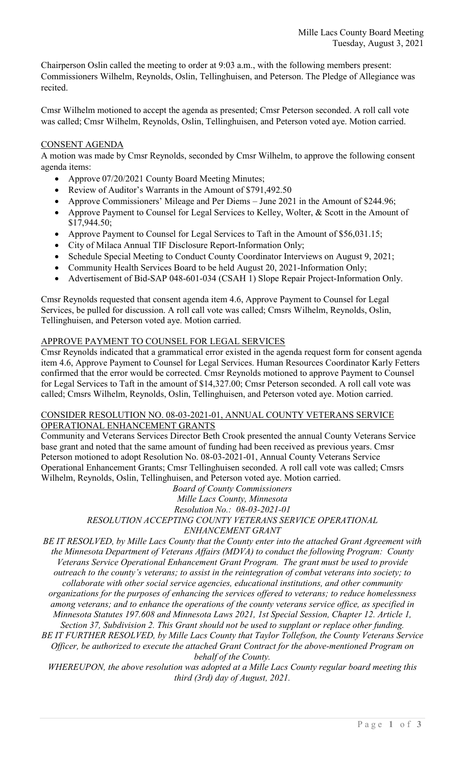Chairperson Oslin called the meeting to order at 9:03 a.m., with the following members present: Commissioners Wilhelm, Reynolds, Oslin, Tellinghuisen, and Peterson. The Pledge of Allegiance was recited.

Cmsr Wilhelm motioned to accept the agenda as presented; Cmsr Peterson seconded. A roll call vote was called; Cmsr Wilhelm, Reynolds, Oslin, Tellinghuisen, and Peterson voted aye. Motion carried.

## CONSENT AGENDA

A motion was made by Cmsr Reynolds, seconded by Cmsr Wilhelm, to approve the following consent agenda items:

- Approve 07/20/2021 County Board Meeting Minutes;
- Review of Auditor's Warrants in the Amount of $791,492.50
- Approve Commissioners' Mileage and Per Diems – June 2021 in the Amount of $244.96;
- Approve Payment to Counsel for Legal Services to Kelley, Wolter, & Scott in the Amount of $17,944.50;
- Approve Payment to Counsel for Legal Services to Taft in the Amount of $56,031.15;
- City of Milaca Annual TIF Disclosure Report-Information Only;
- Schedule Special Meeting to Conduct County Coordinator Interviews on August 9, 2021;
- Community Health Services Board to be held August 20, 2021-Information Only;
- Advertisement of Bid-SAP 048-601-034 (CSAH 1) Slope Repair Project-Information Only.

Cmsr Reynolds requested that consent agenda item 4.6, Approve Payment to Counsel for Legal Services, be pulled for discussion. A roll call vote was called; Cmsrs Wilhelm, Reynolds, Oslin, Tellinghuisen, and Peterson voted aye. Motion carried.

## APPROVE PAYMENT TO COUNSEL FOR LEGAL SERVICES

Cmsr Reynolds indicated that a grammatical error existed in the agenda request form for consent agenda item 4.6, Approve Payment to Counsel for Legal Services. Human Resources Coordinator Karly Fetters confirmed that the error would be corrected. Cmsr Reynolds motioned to approve Payment to Counsel for Legal Services to Taft in the amount of $14,327.00; Cmsr Peterson seconded. A roll call vote was called; Cmsrs Wilhelm, Reynolds, Oslin, Tellinghuisen, and Peterson voted aye. Motion carried.

## CONSIDER RESOLUTION NO. 08-03-2021-01, ANNUAL COUNTY VETERANS SERVICE OPERATIONAL ENHANCEMENT GRANTS

Community and Veterans Services Director Beth Crook presented the annual County Veterans Service base grant and noted that the same amount of funding had been received as previous years. Cmsr Peterson motioned to adopt Resolution No. 08-03-2021-01, Annual County Veterans Service Operational Enhancement Grants; Cmsr Tellinghuisen seconded. A roll call vote was called; Cmsrs Wilhelm, Reynolds, Oslin, Tellinghuisen, and Peterson voted aye. Motion carried.

*Board of County Commissioners*
*Mille Lacs County, Minnesota*
*Resolution No.: 08-03-2021-01*
*RESOLUTION ACCEPTING COUNTY VETERANS SERVICE OPERATIONAL ENHANCEMENT GRANT*

*BE IT RESOLVED, by Mille Lacs County that the County enter into the attached Grant Agreement with the Minnesota Department of Veterans Affairs (MDVA) to conduct the following Program: County Veterans Service Operational Enhancement Grant Program. The grant must be used to provide outreach to the county's veterans; to assist in the reintegration of combat veterans into society; to collaborate with other social service agencies, educational institutions, and other community organizations for the purposes of enhancing the services offered to veterans; to reduce homelessness among veterans; and to enhance the operations of the county veterans service office, as specified in Minnesota Statutes 197.608 and Minnesota Laws 2021, 1st Special Session, Chapter 12. Article 1, Section 37, Subdivision 2. This Grant should not be used to supplant or replace other funding.*

*BE IT FURTHER RESOLVED, by Mille Lacs County that Taylor Tollefson, the County Veterans Service Officer, be authorized to execute the attached Grant Contract for the above-mentioned Program on behalf of the County.*

*WHEREUPON, the above resolution was adopted at a Mille Lacs County regular board meeting this third (3rd) day of August, 2021.*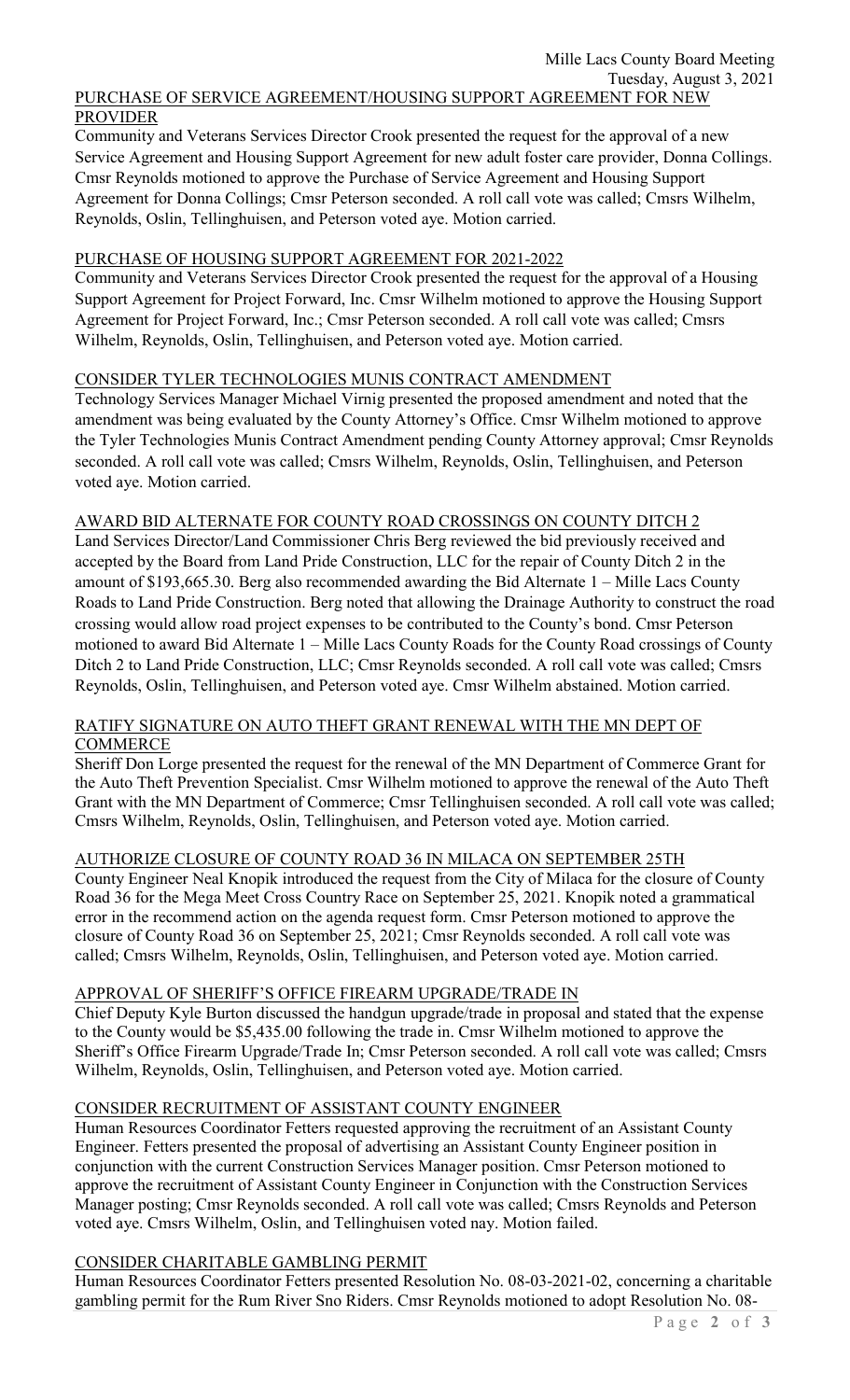PURCHASE OF SERVICE AGREEMENT/HOUSING SUPPORT AGREEMENT FOR NEW PROVIDER

Community and Veterans Services Director Crook presented the request for the approval of a new Service Agreement and Housing Support Agreement for new adult foster care provider, Donna Collings. Cmsr Reynolds motioned to approve the Purchase of Service Agreement and Housing Support Agreement for Donna Collings; Cmsr Peterson seconded. A roll call vote was called; Cmsrs Wilhelm, Reynolds, Oslin, Tellinghuisen, and Peterson voted aye. Motion carried.

PURCHASE OF HOUSING SUPPORT AGREEMENT FOR 2021-2022

Community and Veterans Services Director Crook presented the request for the approval of a Housing Support Agreement for Project Forward, Inc. Cmsr Wilhelm motioned to approve the Housing Support Agreement for Project Forward, Inc.; Cmsr Peterson seconded. A roll call vote was called; Cmsrs Wilhelm, Reynolds, Oslin, Tellinghuisen, and Peterson voted aye. Motion carried.

CONSIDER TYLER TECHNOLOGIES MUNIS CONTRACT AMENDMENT

Technology Services Manager Michael Virnig presented the proposed amendment and noted that the amendment was being evaluated by the County Attorney's Office. Cmsr Wilhelm motioned to approve the Tyler Technologies Munis Contract Amendment pending County Attorney approval; Cmsr Reynolds seconded. A roll call vote was called; Cmsrs Wilhelm, Reynolds, Oslin, Tellinghuisen, and Peterson voted aye. Motion carried.

AWARD BID ALTERNATE FOR COUNTY ROAD CROSSINGS ON COUNTY DITCH 2

Land Services Director/Land Commissioner Chris Berg reviewed the bid previously received and accepted by the Board from Land Pride Construction, LLC for the repair of County Ditch 2 in the amount of $193,665.30. Berg also recommended awarding the Bid Alternate 1 – Mille Lacs County Roads to Land Pride Construction. Berg noted that allowing the Drainage Authority to construct the road crossing would allow road project expenses to be contributed to the County's bond. Cmsr Peterson motioned to award Bid Alternate 1 – Mille Lacs County Roads for the County Road crossings of County Ditch 2 to Land Pride Construction, LLC; Cmsr Reynolds seconded. A roll call vote was called; Cmsrs Reynolds, Oslin, Tellinghuisen, and Peterson voted aye. Cmsr Wilhelm abstained. Motion carried.

RATIFY SIGNATURE ON AUTO THEFT GRANT RENEWAL WITH THE MN DEPT OF COMMERCE

Sheriff Don Lorge presented the request for the renewal of the MN Department of Commerce Grant for the Auto Theft Prevention Specialist. Cmsr Wilhelm motioned to approve the renewal of the Auto Theft Grant with the MN Department of Commerce; Cmsr Tellinghuisen seconded. A roll call vote was called; Cmsrs Wilhelm, Reynolds, Oslin, Tellinghuisen, and Peterson voted aye. Motion carried.

AUTHORIZE CLOSURE OF COUNTY ROAD 36 IN MILACA ON SEPTEMBER 25TH

County Engineer Neal Knopik introduced the request from the City of Milaca for the closure of County Road 36 for the Mega Meet Cross Country Race on September 25, 2021. Knopik noted a grammatical error in the recommend action on the agenda request form. Cmsr Peterson motioned to approve the closure of County Road 36 on September 25, 2021; Cmsr Reynolds seconded. A roll call vote was called; Cmsrs Wilhelm, Reynolds, Oslin, Tellinghuisen, and Peterson voted aye. Motion carried.

APPROVAL OF SHERIFF'S OFFICE FIREARM UPGRADE/TRADE IN

Chief Deputy Kyle Burton discussed the handgun upgrade/trade in proposal and stated that the expense to the County would be $5,435.00 following the trade in. Cmsr Wilhelm motioned to approve the Sheriff's Office Firearm Upgrade/Trade In; Cmsr Peterson seconded. A roll call vote was called; Cmsrs Wilhelm, Reynolds, Oslin, Tellinghuisen, and Peterson voted aye. Motion carried.

CONSIDER RECRUITMENT OF ASSISTANT COUNTY ENGINEER

Human Resources Coordinator Fetters requested approving the recruitment of an Assistant County Engineer. Fetters presented the proposal of advertising an Assistant County Engineer position in conjunction with the current Construction Services Manager position. Cmsr Peterson motioned to approve the recruitment of Assistant County Engineer in Conjunction with the Construction Services Manager posting; Cmsr Reynolds seconded. A roll call vote was called; Cmsrs Reynolds and Peterson voted aye. Cmsrs Wilhelm, Oslin, and Tellinghuisen voted nay. Motion failed.

CONSIDER CHARITABLE GAMBLING PERMIT

Human Resources Coordinator Fetters presented Resolution No. 08-03-2021-02, concerning a charitable gambling permit for the Rum River Sno Riders. Cmsr Reynolds motioned to adopt Resolution No. 08-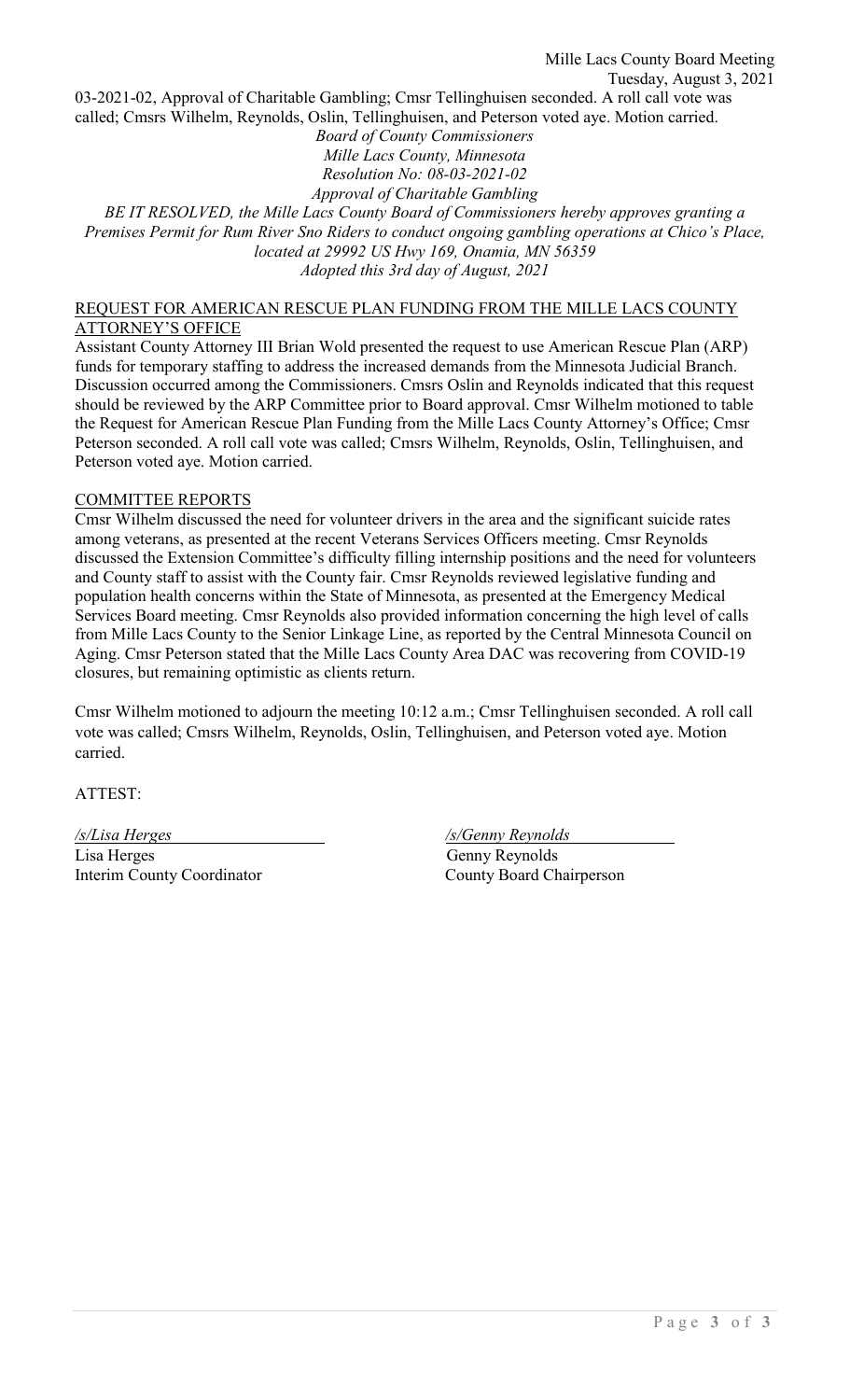03-2021-02, Approval of Charitable Gambling; Cmsr Tellinghuisen seconded. A roll call vote was called; Cmsrs Wilhelm, Reynolds, Oslin, Tellinghuisen, and Peterson voted aye. Motion carried.

*Board of County Commissioners*
*Mille Lacs County, Minnesota*
*Resolution No: 08-03-2021-02*
*Approval of Charitable Gambling*

*BE IT RESOLVED, the Mille Lacs County Board of Commissioners hereby approves granting a Premises Permit for Rum River Sno Riders to conduct ongoing gambling operations at Chico's Place, located at 29992 US Hwy 169, Onamia, MN 56359*
*Adopted this 3rd day of August, 2021*

REQUEST FOR AMERICAN RESCUE PLAN FUNDING FROM THE MILLE LACS COUNTY ATTORNEY'S OFFICE

Assistant County Attorney III Brian Wold presented the request to use American Rescue Plan (ARP) funds for temporary staffing to address the increased demands from the Minnesota Judicial Branch. Discussion occurred among the Commissioners. Cmsrs Oslin and Reynolds indicated that this request should be reviewed by the ARP Committee prior to Board approval. Cmsr Wilhelm motioned to table the Request for American Rescue Plan Funding from the Mille Lacs County Attorney's Office; Cmsr Peterson seconded. A roll call vote was called; Cmsrs Wilhelm, Reynolds, Oslin, Tellinghuisen, and Peterson voted aye. Motion carried.

COMMITTEE REPORTS

Cmsr Wilhelm discussed the need for volunteer drivers in the area and the significant suicide rates among veterans, as presented at the recent Veterans Services Officers meeting. Cmsr Reynolds discussed the Extension Committee's difficulty filling internship positions and the need for volunteers and County staff to assist with the County fair. Cmsr Reynolds reviewed legislative funding and population health concerns within the State of Minnesota, as presented at the Emergency Medical Services Board meeting. Cmsr Reynolds also provided information concerning the high level of calls from Mille Lacs County to the Senior Linkage Line, as reported by the Central Minnesota Council on Aging. Cmsr Peterson stated that the Mille Lacs County Area DAC was recovering from COVID-19 closures, but remaining optimistic as clients return.

Cmsr Wilhelm motioned to adjourn the meeting 10:12 a.m.; Cmsr Tellinghuisen seconded. A roll call vote was called; Cmsrs Wilhelm, Reynolds, Oslin, Tellinghuisen, and Peterson voted aye. Motion carried.

ATTEST:

*/s/Lisa Herges*
Lisa Herges
Interim County Coordinator

*/s/Genny Reynolds*
Genny Reynolds
County Board Chairperson